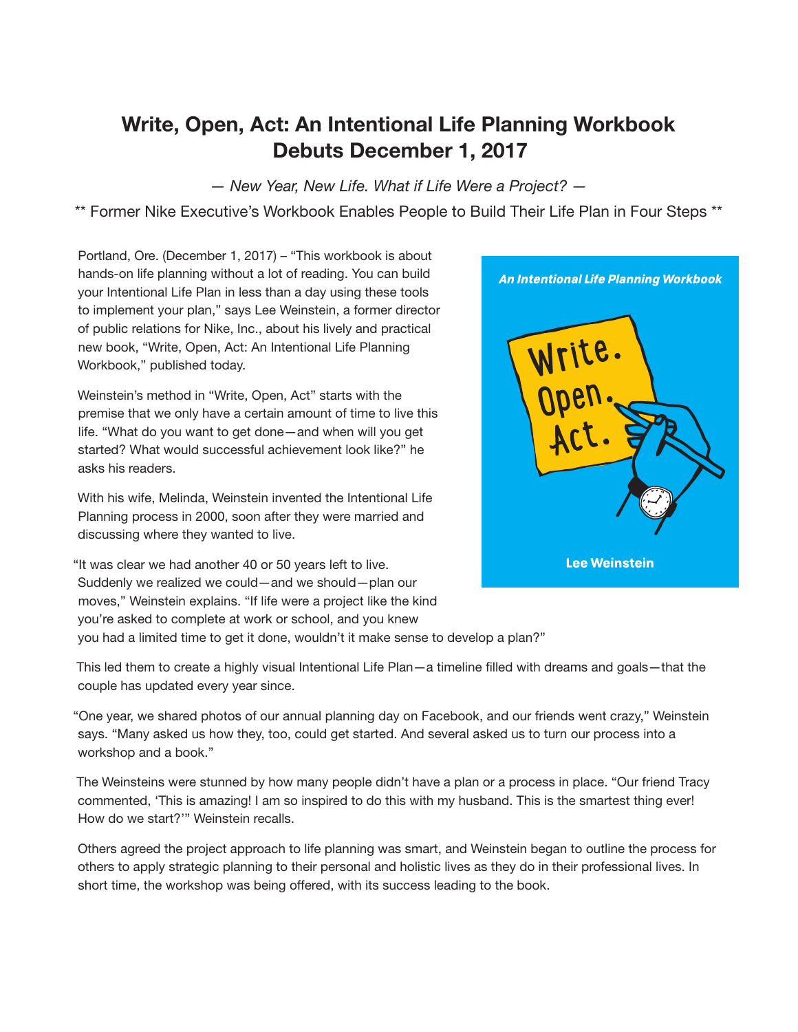# Write, Open, Act: An Intentional Life Planning Workbook Debuts December 1, 2017

*— New Year, New Life. What if Life Were a Project? —*

** Former Nike Executive's Workbook Enables People to Build Their Life Plan in Four Steps **

Portland, Ore. (December 1, 2017) – "This workbook is about hands-on life planning without a lot of reading. You can build your Intentional Life Plan in less than a day using these tools to implement your plan," says Lee Weinstein, a former director of public relations for Nike, Inc., about his lively and practical new book, "Write, Open, Act: An Intentional Life Planning Workbook," published today.

Weinstein's method in "Write, Open, Act" starts with the premise that we only have a certain amount of time to live this life. "What do you want to get done—and when will you get started? What would successful achievement look like?" he asks his readers.

With his wife, Melinda, Weinstein invented the Intentional Life Planning process in 2000, soon after they were married and discussing where they wanted to live.

"It was clear we had another 40 or 50 years left to live. Suddenly we realized we could—and we should—plan our moves," Weinstein explains. "If life were a project like the kind you're asked to complete at work or school, and you knew you had a limited time to get it done, wouldn't it make sense to develop a plan?"

This led them to create a highly visual Intentional Life Plan—a timeline filled with dreams and goals—that the couple has updated every year since.

"One year, we shared photos of our annual planning day on Facebook, and our friends went crazy," Weinstein says. "Many asked us how they, too, could get started. And several asked us to turn our process into a workshop and a book."

The Weinsteins were stunned by how many people didn't have a plan or a process in place. "Our friend Tracy commented, 'This is amazing! I am so inspired to do this with my husband. This is the smartest thing ever! How do we start?'" Weinstein recalls.

Others agreed the project approach to life planning was smart, and Weinstein began to outline the process for others to apply strategic planning to their personal and holistic lives as they do in their professional lives. In short time, the workshop was being offered, with its success leading to the book.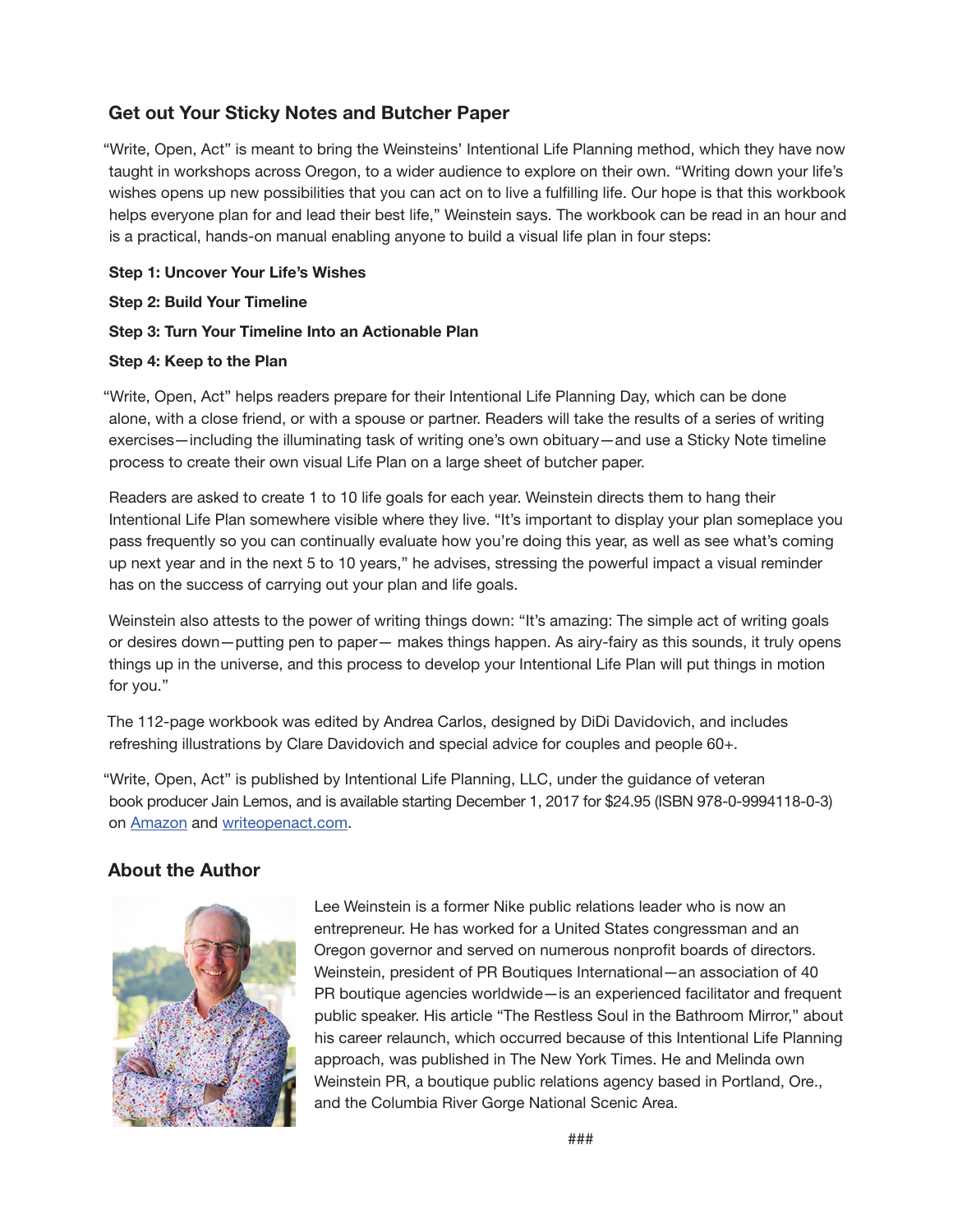## Get out Your Sticky Notes and Butcher Paper

"Write, Open, Act" is meant to bring the Weinsteins' Intentional Life Planning method, which they have now taught in workshops across Oregon, to a wider audience to explore on their own. "Writing down your life's wishes opens up new possibilities that you can act on to live a fulfilling life. Our hope is that this workbook helps everyone plan for and lead their best life," Weinstein says. The workbook can be read in an hour and is a practical, hands-on manual enabling anyone to build a visual life plan in four steps:

**Step 1: Uncover Your Life's Wishes**

**Step 2: Build Your Timeline**

**Step 3: Turn Your Timeline Into an Actionable Plan**

**Step 4: Keep to the Plan**

"Write, Open, Act" helps readers prepare for their Intentional Life Planning Day, which can be done alone, with a close friend, or with a spouse or partner. Readers will take the results of a series of writing exercises—including the illuminating task of writing one's own obituary—and use a Sticky Note timeline process to create their own visual Life Plan on a large sheet of butcher paper.

Readers are asked to create 1 to 10 life goals for each year. Weinstein directs them to hang their Intentional Life Plan somewhere visible where they live. "It's important to display your plan someplace you pass frequently so you can continually evaluate how you're doing this year, as well as see what's coming up next year and in the next 5 to 10 years," he advises, stressing the powerful impact a visual reminder has on the success of carrying out your plan and life goals.

Weinstein also attests to the power of writing things down: "It's amazing: The simple act of writing goals or desires down—putting pen to paper— makes things happen. As airy-fairy as this sounds, it truly opens things up in the universe, and this process to develop your Intentional Life Plan will put things in motion for you."

The 112-page workbook was edited by Andrea Carlos, designed by DiDi Davidovich, and includes refreshing illustrations by Clare Davidovich and special advice for couples and people 60+.

"Write, Open, Act" is published by Intentional Life Planning, LLC, under the guidance of veteran book producer Jain Lemos, and is available starting December 1, 2017 for $24.95 (ISBN 978-0-9994118-0-3) on Amazon and writeopenact.com.

## About the Author

Lee Weinstein is a former Nike public relations leader who is now an entrepreneur. He has worked for a United States congressman and an Oregon governor and served on numerous nonprofit boards of directors. Weinstein, president of PR Boutiques International—an association of 40 PR boutique agencies worldwide—is an experienced facilitator and frequent public speaker. His article "The Restless Soul in the Bathroom Mirror," about his career relaunch, which occurred because of this Intentional Life Planning approach, was published in The New York Times. He and Melinda own Weinstein PR, a boutique public relations agency based in Portland, Ore., and the Columbia River Gorge National Scenic Area.

###